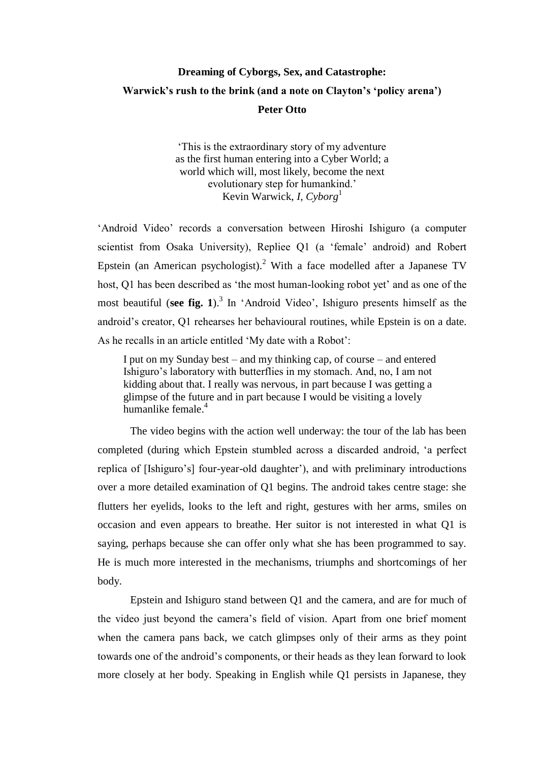# Dreaming of Cyborgs, Sex, and Catastrophe:

## Warwick's rush to the brink (and a note on Clayton's 'policy arena')

**Peter Otto**

> 'This is the extraordinary story of my adventure as the first human entering into a Cyber World; a world which will, most likely, become the next evolutionary step for humankind.'
> Kevin Warwick, *I, Cyborg*[1]

'Android Video' records a conversation between Hiroshi Ishiguro (a computer scientist from Osaka University), Repliee Q1 (a 'female' android) and Robert Epstein (an American psychologist).[2] With a face modelled after a Japanese TV host, Q1 has been described as 'the most human-looking robot yet' and as one of the most beautiful (**see fig. 1**).[3] In 'Android Video', Ishiguro presents himself as the android's creator, Q1 rehearses her behavioural routines, while Epstein is on a date. As he recalls in an article entitled 'My date with a Robot':

> I put on my Sunday best – and my thinking cap, of course – and entered Ishiguro's laboratory with butterflies in my stomach. And, no, I am not kidding about that. I really was nervous, in part because I was getting a glimpse of the future and in part because I would be visiting a lovely humanlike female.[4]

The video begins with the action well underway: the tour of the lab has been completed (during which Epstein stumbled across a discarded android, 'a perfect replica of [Ishiguro's] four-year-old daughter'), and with preliminary introductions over a more detailed examination of Q1 begins. The android takes centre stage: she flutters her eyelids, looks to the left and right, gestures with her arms, smiles on occasion and even appears to breathe. Her suitor is not interested in what Q1 is saying, perhaps because she can offer only what she has been programmed to say. He is much more interested in the mechanisms, triumphs and shortcomings of her body.

Epstein and Ishiguro stand between Q1 and the camera, and are for much of the video just beyond the camera's field of vision. Apart from one brief moment when the camera pans back, we catch glimpses only of their arms as they point towards one of the android's components, or their heads as they lean forward to look more closely at her body. Speaking in English while Q1 persists in Japanese, they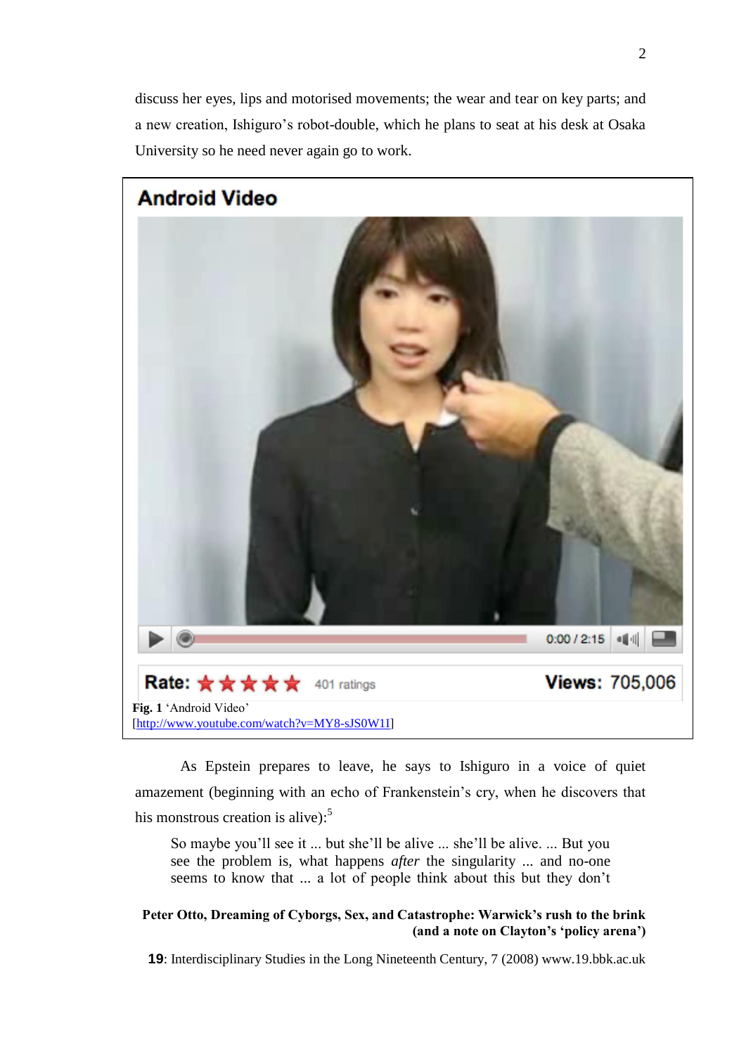discuss her eyes, lips and motorised movements; the wear and tear on key parts; and a new creation, Ishiguro's robot-double, which he plans to seat at his desk at Osaka University so he need never again go to work.

**Android Video**

**Fig. 1** 'Android Video'
[http://www.youtube.com/watch?v=MY8-sJS0W1I]

As Epstein prepares to leave, he says to Ishiguro in a voice of quiet amazement (beginning with an echo of Frankenstein's cry, when he discovers that his monstrous creation is alive):[5]

> So maybe you'll see it ... but she'll be alive ... she'll be alive. ... But you see the problem is, what happens *after* the singularity ... and no-one seems to know that ... a lot of people think about this but they don't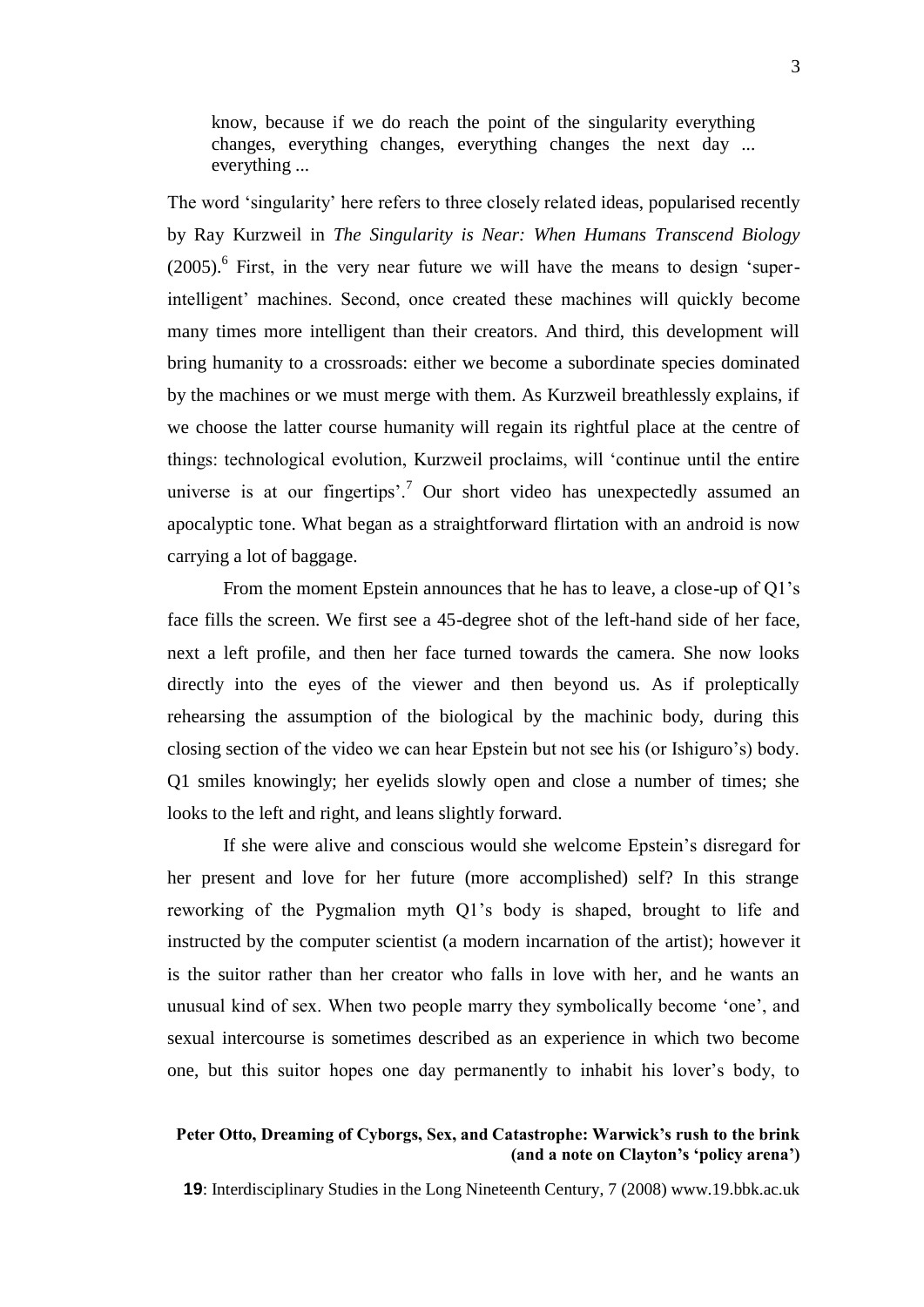> know, because if we do reach the point of the singularity everything changes, everything changes, everything changes the next day ... everything ...

The word 'singularity' here refers to three closely related ideas, popularised recently by Ray Kurzweil in *The Singularity is Near: When Humans Transcend Biology* (2005).[6] First, in the very near future we will have the means to design 'super-intelligent' machines. Second, once created these machines will quickly become many times more intelligent than their creators. And third, this development will bring humanity to a crossroads: either we become a subordinate species dominated by the machines or we must merge with them. As Kurzweil breathlessly explains, if we choose the latter course humanity will regain its rightful place at the centre of things: technological evolution, Kurzweil proclaims, will 'continue until the entire universe is at our fingertips'.[7] Our short video has unexpectedly assumed an apocalyptic tone. What began as a straightforward flirtation with an android is now carrying a lot of baggage.

From the moment Epstein announces that he has to leave, a close-up of Q1's face fills the screen. We first see a 45-degree shot of the left-hand side of her face, next a left profile, and then her face turned towards the camera. She now looks directly into the eyes of the viewer and then beyond us. As if proleptically rehearsing the assumption of the biological by the machinic body, during this closing section of the video we can hear Epstein but not see his (or Ishiguro's) body. Q1 smiles knowingly; her eyelids slowly open and close a number of times; she looks to the left and right, and leans slightly forward.

If she were alive and conscious would she welcome Epstein's disregard for her present and love for her future (more accomplished) self? In this strange reworking of the Pygmalion myth Q1's body is shaped, brought to life and instructed by the computer scientist (a modern incarnation of the artist); however it is the suitor rather than her creator who falls in love with her, and he wants an unusual kind of sex. When two people marry they symbolically become 'one', and sexual intercourse is sometimes described as an experience in which two become one, but this suitor hopes one day permanently to inhabit his lover's body, to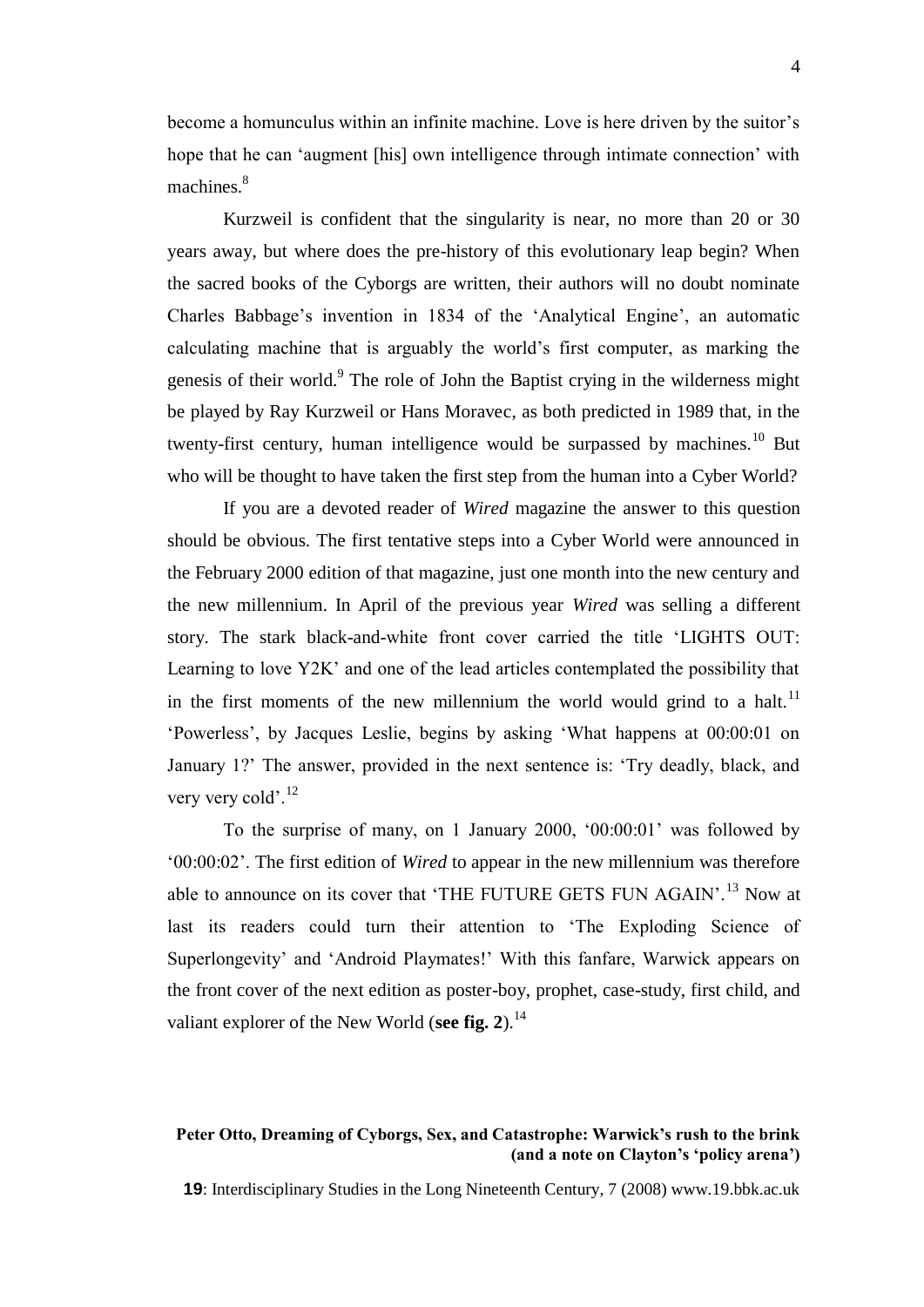become a homunculus within an infinite machine. Love is here driven by the suitor's hope that he can 'augment [his] own intelligence through intimate connection' with machines.[8]

Kurzweil is confident that the singularity is near, no more than 20 or 30 years away, but where does the pre-history of this evolutionary leap begin? When the sacred books of the Cyborgs are written, their authors will no doubt nominate Charles Babbage's invention in 1834 of the 'Analytical Engine', an automatic calculating machine that is arguably the world's first computer, as marking the genesis of their world.[9] The role of John the Baptist crying in the wilderness might be played by Ray Kurzweil or Hans Moravec, as both predicted in 1989 that, in the twenty-first century, human intelligence would be surpassed by machines.[10] But who will be thought to have taken the first step from the human into a Cyber World?

If you are a devoted reader of *Wired* magazine the answer to this question should be obvious. The first tentative steps into a Cyber World were announced in the February 2000 edition of that magazine, just one month into the new century and the new millennium. In April of the previous year *Wired* was selling a different story. The stark black-and-white front cover carried the title 'LIGHTS OUT: Learning to love Y2K' and one of the lead articles contemplated the possibility that in the first moments of the new millennium the world would grind to a halt.[11] 'Powerless', by Jacques Leslie, begins by asking 'What happens at 00:00:01 on January 1?' The answer, provided in the next sentence is: 'Try deadly, black, and very very cold'.[12]

To the surprise of many, on 1 January 2000, '00:00:01' was followed by '00:00:02'. The first edition of *Wired* to appear in the new millennium was therefore able to announce on its cover that 'THE FUTURE GETS FUN AGAIN'.[13] Now at last its readers could turn their attention to 'The Exploding Science of Superlongevity' and 'Android Playmates!' With this fanfare, Warwick appears on the front cover of the next edition as poster-boy, prophet, case-study, first child, and valiant explorer of the New World (**see fig. 2**).[14]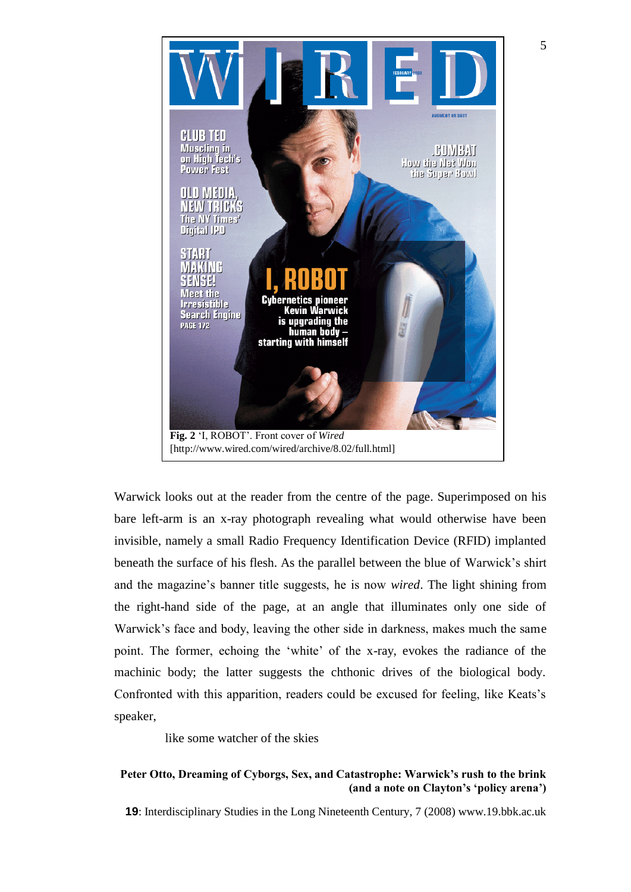**Fig. 2** ‘I, ROBOT’. Front cover of *Wired* [http://www.wired.com/wired/archive/8.02/full.html]

Warwick looks out at the reader from the centre of the page. Superimposed on his bare left-arm is an x-ray photograph revealing what would otherwise have been invisible, namely a small Radio Frequency Identification Device (RFID) implanted beneath the surface of his flesh. As the parallel between the blue of Warwick’s shirt and the magazine’s banner title suggests, he is now *wired*. The light shining from the right-hand side of the page, at an angle that illuminates only one side of Warwick’s face and body, leaving the other side in darkness, makes much the same point. The former, echoing the ‘white’ of the x-ray, evokes the radiance of the machinic body; the latter suggests the chthonic drives of the biological body. Confronted with this apparition, readers could be excused for feeling, like Keats’s speaker,

> like some watcher of the skies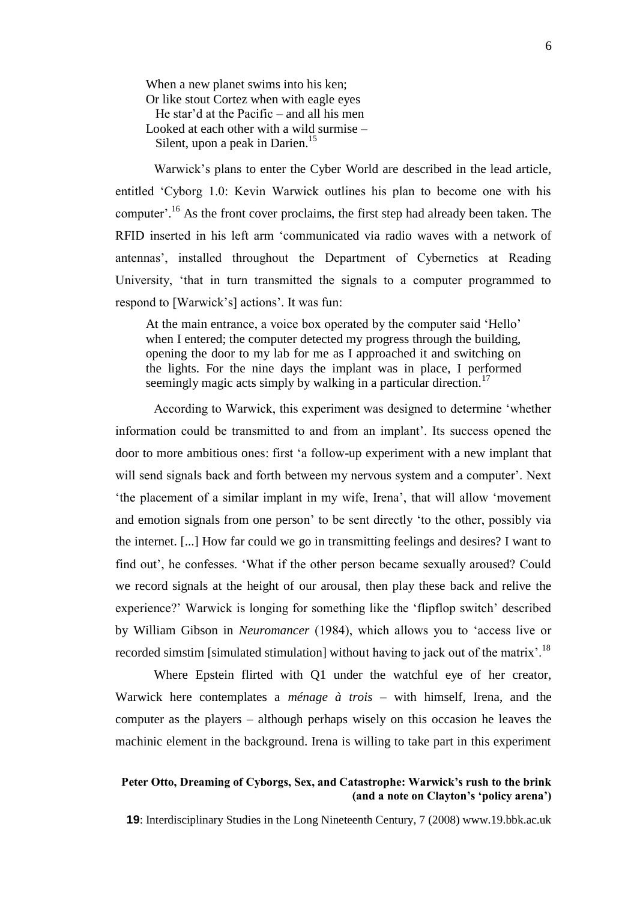> When a new planet swims into his ken;
> Or like stout Cortez when with eagle eyes
> He star'd at the Pacific – and all his men
> Looked at each other with a wild surmise –
> Silent, upon a peak in Darien.[15]

Warwick's plans to enter the Cyber World are described in the lead article, entitled 'Cyborg 1.0: Kevin Warwick outlines his plan to become one with his computer'.[16] As the front cover proclaims, the first step had already been taken. The RFID inserted in his left arm 'communicated via radio waves with a network of antennas', installed throughout the Department of Cybernetics at Reading University, 'that in turn transmitted the signals to a computer programmed to respond to [Warwick's] actions'. It was fun:

> At the main entrance, a voice box operated by the computer said 'Hello' when I entered; the computer detected my progress through the building, opening the door to my lab for me as I approached it and switching on the lights. For the nine days the implant was in place, I performed seemingly magic acts simply by walking in a particular direction.[17]

According to Warwick, this experiment was designed to determine 'whether information could be transmitted to and from an implant'. Its success opened the door to more ambitious ones: first 'a follow-up experiment with a new implant that will send signals back and forth between my nervous system and a computer'. Next 'the placement of a similar implant in my wife, Irena', that will allow 'movement and emotion signals from one person' to be sent directly 'to the other, possibly via the internet. [...] How far could we go in transmitting feelings and desires? I want to find out', he confesses. 'What if the other person became sexually aroused? Could we record signals at the height of our arousal, then play these back and relive the experience?' Warwick is longing for something like the 'flipflop switch' described by William Gibson in *Neuromancer* (1984), which allows you to 'access live or recorded simstim [simulated stimulation] without having to jack out of the matrix'.[18]

Where Epstein flirted with Q1 under the watchful eye of her creator, Warwick here contemplates a *ménage à trois* – with himself, Irena, and the computer as the players – although perhaps wisely on this occasion he leaves the machinic element in the background. Irena is willing to take part in this experiment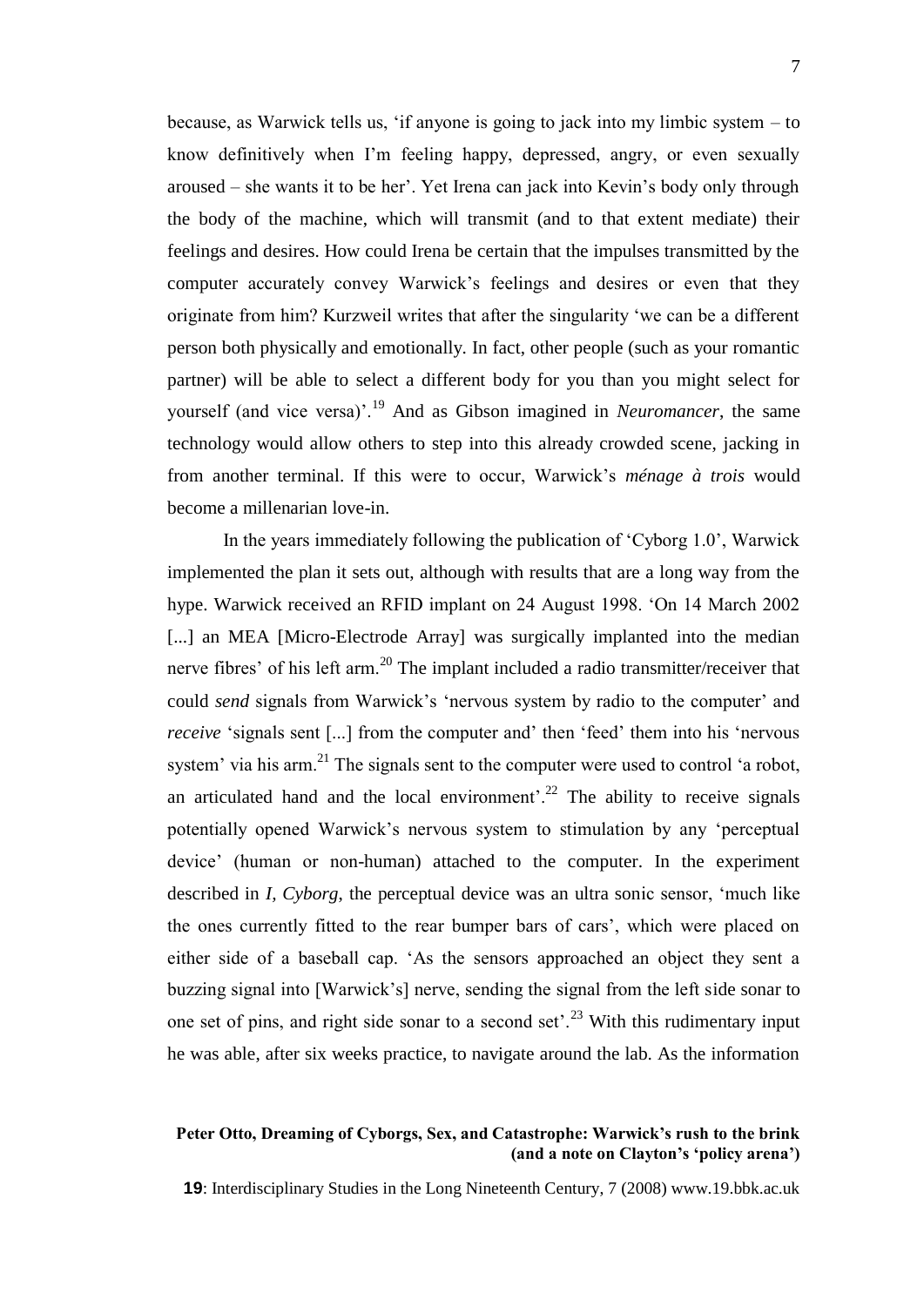because, as Warwick tells us, 'if anyone is going to jack into my limbic system – to know definitively when I'm feeling happy, depressed, angry, or even sexually aroused – she wants it to be her'. Yet Irena can jack into Kevin's body only through the body of the machine, which will transmit (and to that extent mediate) their feelings and desires. How could Irena be certain that the impulses transmitted by the computer accurately convey Warwick's feelings and desires or even that they originate from him? Kurzweil writes that after the singularity 'we can be a different person both physically and emotionally. In fact, other people (such as your romantic partner) will be able to select a different body for you than you might select for yourself (and vice versa)'.[19] And as Gibson imagined in *Neuromancer*, the same technology would allow others to step into this already crowded scene, jacking in from another terminal. If this were to occur, Warwick's *ménage à trois* would become a millenarian love-in.

In the years immediately following the publication of 'Cyborg 1.0', Warwick implemented the plan it sets out, although with results that are a long way from the hype. Warwick received an RFID implant on 24 August 1998. 'On 14 March 2002 [...] an MEA [Micro-Electrode Array] was surgically implanted into the median nerve fibres' of his left arm.[20] The implant included a radio transmitter/receiver that could *send* signals from Warwick's 'nervous system by radio to the computer' and *receive* 'signals sent [...] from the computer and' then 'feed' them into his 'nervous system' via his arm.[21] The signals sent to the computer were used to control 'a robot, an articulated hand and the local environment'.[22] The ability to receive signals potentially opened Warwick's nervous system to stimulation by any 'perceptual device' (human or non-human) attached to the computer. In the experiment described in *I, Cyborg*, the perceptual device was an ultra sonic sensor, 'much like the ones currently fitted to the rear bumper bars of cars', which were placed on either side of a baseball cap. 'As the sensors approached an object they sent a buzzing signal into [Warwick's] nerve, sending the signal from the left side sonar to one set of pins, and right side sonar to a second set'.[23] With this rudimentary input he was able, after six weeks practice, to navigate around the lab. As the information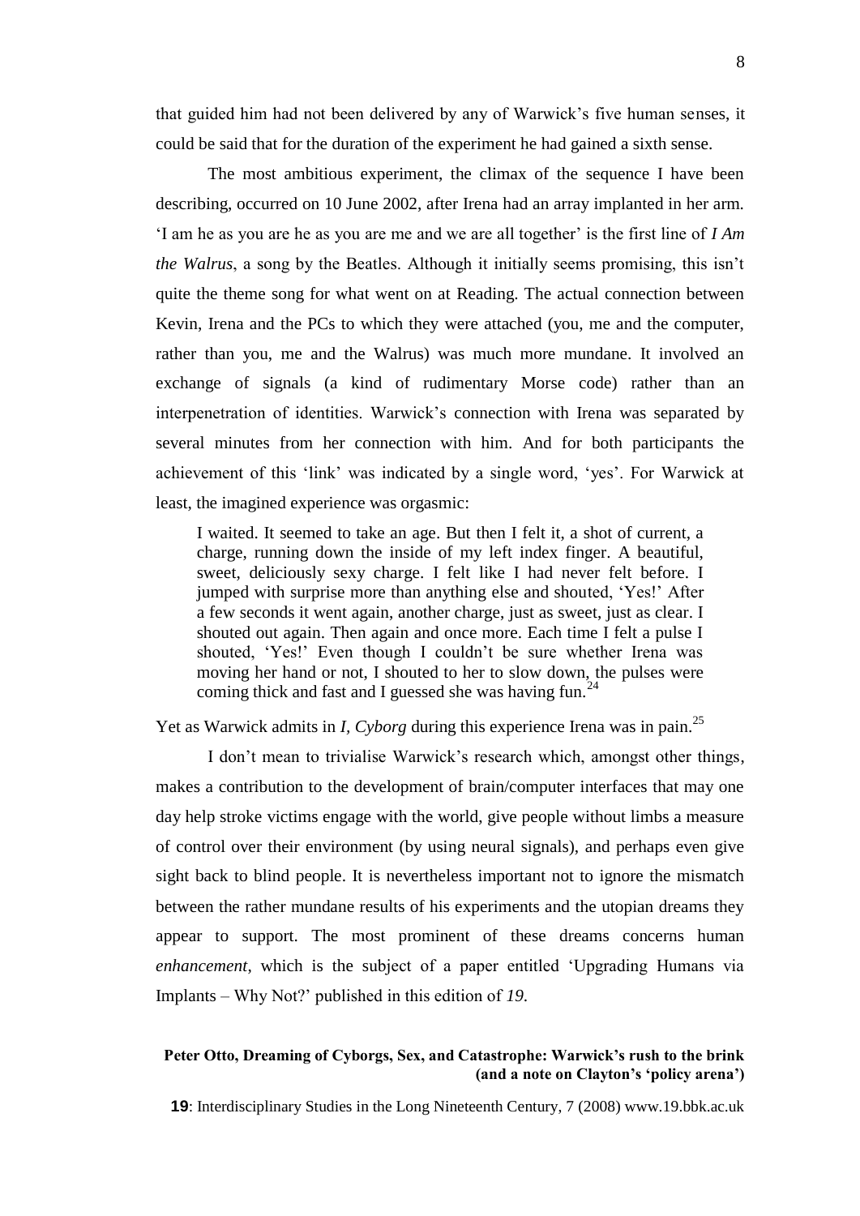that guided him had not been delivered by any of Warwick's five human senses, it could be said that for the duration of the experiment he had gained a sixth sense.

The most ambitious experiment, the climax of the sequence I have been describing, occurred on 10 June 2002, after Irena had an array implanted in her arm. 'I am he as you are he as you are me and we are all together' is the first line of *I Am the Walrus*, a song by the Beatles. Although it initially seems promising, this isn't quite the theme song for what went on at Reading. The actual connection between Kevin, Irena and the PCs to which they were attached (you, me and the computer, rather than you, me and the Walrus) was much more mundane. It involved an exchange of signals (a kind of rudimentary Morse code) rather than an interpenetration of identities. Warwick's connection with Irena was separated by several minutes from her connection with him. And for both participants the achievement of this 'link' was indicated by a single word, 'yes'. For Warwick at least, the imagined experience was orgasmic:

> I waited. It seemed to take an age. But then I felt it, a shot of current, a charge, running down the inside of my left index finger. A beautiful, sweet, deliciously sexy charge. I felt like I had never felt before. I jumped with surprise more than anything else and shouted, 'Yes!' After a few seconds it went again, another charge, just as sweet, just as clear. I shouted out again. Then again and once more. Each time I felt a pulse I shouted, 'Yes!' Even though I couldn't be sure whether Irena was moving her hand or not, I shouted to her to slow down, the pulses were coming thick and fast and I guessed she was having fun.[24]

Yet as Warwick admits in *I, Cyborg* during this experience Irena was in pain.[25]

I don't mean to trivialise Warwick's research which, amongst other things, makes a contribution to the development of brain/computer interfaces that may one day help stroke victims engage with the world, give people without limbs a measure of control over their environment (by using neural signals), and perhaps even give sight back to blind people. It is nevertheless important not to ignore the mismatch between the rather mundane results of his experiments and the utopian dreams they appear to support. The most prominent of these dreams concerns human *enhancement*, which is the subject of a paper entitled 'Upgrading Humans via Implants – Why Not?' published in this edition of *19*.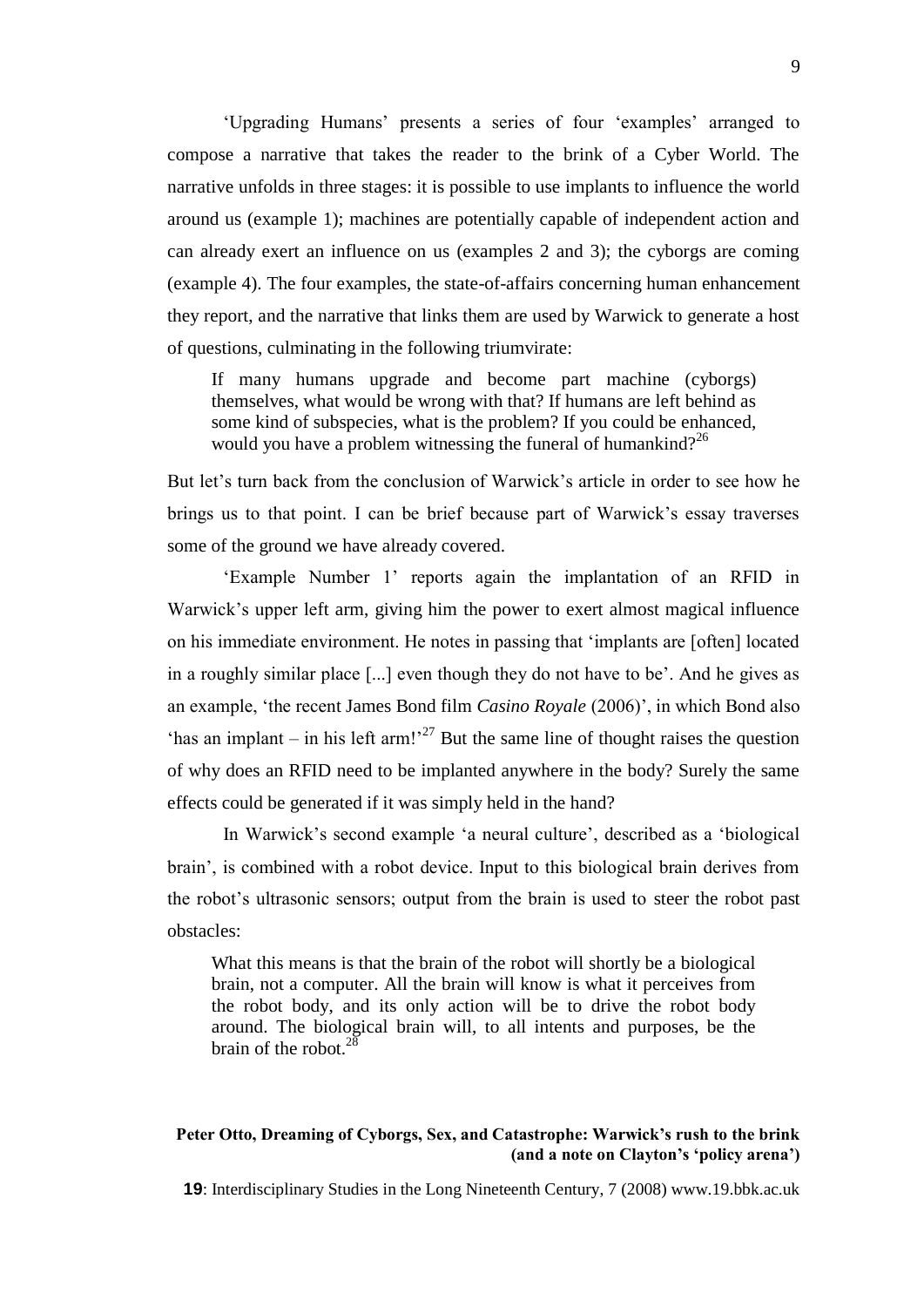'Upgrading Humans' presents a series of four 'examples' arranged to compose a narrative that takes the reader to the brink of a Cyber World. The narrative unfolds in three stages: it is possible to use implants to influence the world around us (example 1); machines are potentially capable of independent action and can already exert an influence on us (examples 2 and 3); the cyborgs are coming (example 4). The four examples, the state-of-affairs concerning human enhancement they report, and the narrative that links them are used by Warwick to generate a host of questions, culminating in the following triumvirate:

> If many humans upgrade and become part machine (cyborgs) themselves, what would be wrong with that? If humans are left behind as some kind of subspecies, what is the problem? If you could be enhanced, would you have a problem witnessing the funeral of humankind?[26]

But let's turn back from the conclusion of Warwick's article in order to see how he brings us to that point. I can be brief because part of Warwick's essay traverses some of the ground we have already covered.

'Example Number 1' reports again the implantation of an RFID in Warwick's upper left arm, giving him the power to exert almost magical influence on his immediate environment. He notes in passing that 'implants are [often] located in a roughly similar place [...] even though they do not have to be'. And he gives as an example, 'the recent James Bond film *Casino Royale* (2006)', in which Bond also 'has an implant – in his left arm!'[27] But the same line of thought raises the question of why does an RFID need to be implanted anywhere in the body? Surely the same effects could be generated if it was simply held in the hand?

In Warwick's second example 'a neural culture', described as a 'biological brain', is combined with a robot device. Input to this biological brain derives from the robot's ultrasonic sensors; output from the brain is used to steer the robot past obstacles:

> What this means is that the brain of the robot will shortly be a biological brain, not a computer. All the brain will know is what it perceives from the robot body, and its only action will be to drive the robot body around. The biological brain will, to all intents and purposes, be the brain of the robot.[28]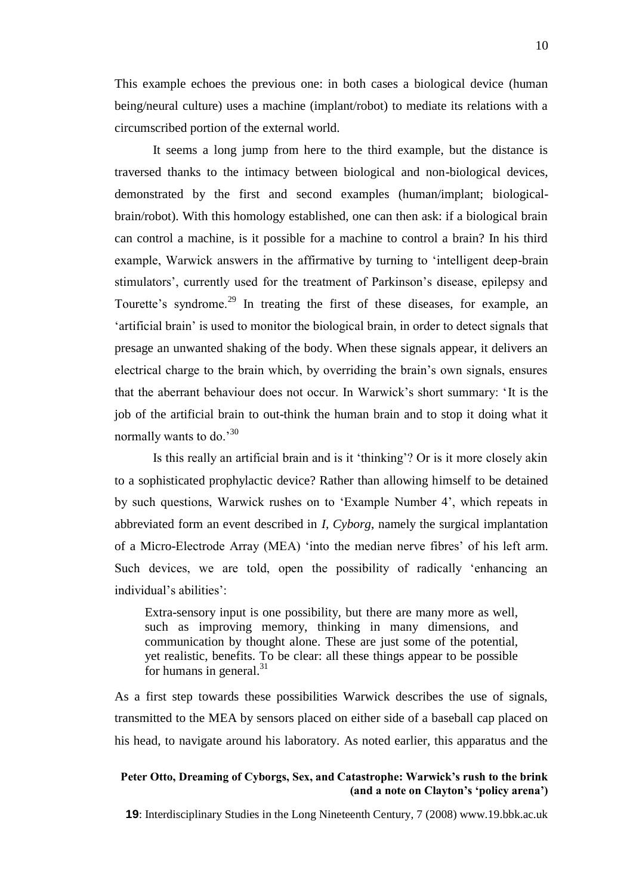This example echoes the previous one: in both cases a biological device (human being/neural culture) uses a machine (implant/robot) to mediate its relations with a circumscribed portion of the external world.

It seems a long jump from here to the third example, but the distance is traversed thanks to the intimacy between biological and non-biological devices, demonstrated by the first and second examples (human/implant; biological-brain/robot). With this homology established, one can then ask: if a biological brain can control a machine, is it possible for a machine to control a brain? In his third example, Warwick answers in the affirmative by turning to 'intelligent deep-brain stimulators', currently used for the treatment of Parkinson's disease, epilepsy and Tourette's syndrome.[29] In treating the first of these diseases, for example, an 'artificial brain' is used to monitor the biological brain, in order to detect signals that presage an unwanted shaking of the body. When these signals appear, it delivers an electrical charge to the brain which, by overriding the brain's own signals, ensures that the aberrant behaviour does not occur. In Warwick's short summary: 'It is the job of the artificial brain to out-think the human brain and to stop it doing what it normally wants to do.'[30]

Is this really an artificial brain and is it 'thinking'? Or is it more closely akin to a sophisticated prophylactic device? Rather than allowing himself to be detained by such questions, Warwick rushes on to 'Example Number 4', which repeats in abbreviated form an event described in *I, Cyborg*, namely the surgical implantation of a Micro-Electrode Array (MEA) 'into the median nerve fibres' of his left arm. Such devices, we are told, open the possibility of radically 'enhancing an individual's abilities':

> Extra-sensory input is one possibility, but there are many more as well, such as improving memory, thinking in many dimensions, and communication by thought alone. These are just some of the potential, yet realistic, benefits. To be clear: all these things appear to be possible for humans in general.[31]

As a first step towards these possibilities Warwick describes the use of signals, transmitted to the MEA by sensors placed on either side of a baseball cap placed on his head, to navigate around his laboratory. As noted earlier, this apparatus and the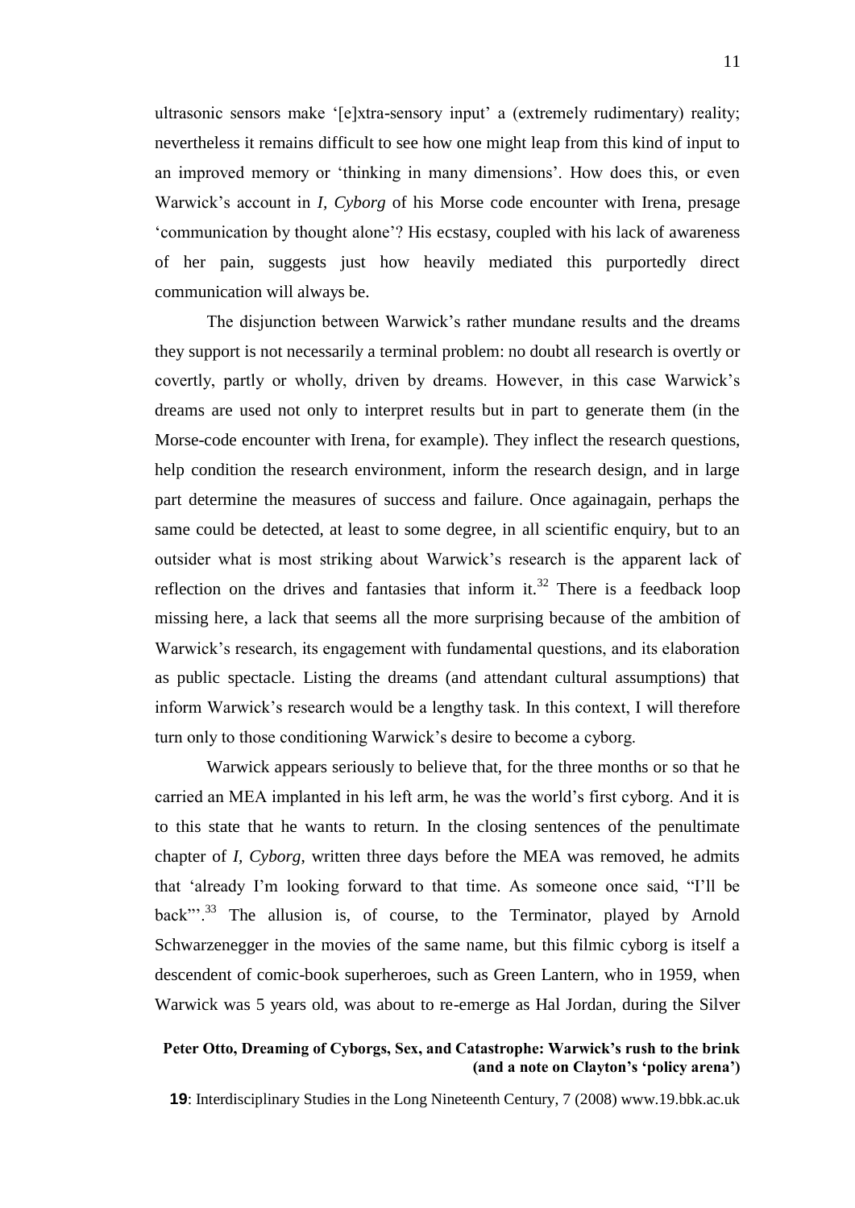ultrasonic sensors make '[e]xtra-sensory input' a (extremely rudimentary) reality; nevertheless it remains difficult to see how one might leap from this kind of input to an improved memory or 'thinking in many dimensions'. How does this, or even Warwick's account in *I, Cyborg* of his Morse code encounter with Irena, presage 'communication by thought alone'? His ecstasy, coupled with his lack of awareness of her pain, suggests just how heavily mediated this purportedly direct communication will always be.

The disjunction between Warwick's rather mundane results and the dreams they support is not necessarily a terminal problem: no doubt all research is overtly or covertly, partly or wholly, driven by dreams. However, in this case Warwick's dreams are used not only to interpret results but in part to generate them (in the Morse-code encounter with Irena, for example). They inflect the research questions, help condition the research environment, inform the research design, and in large part determine the measures of success and failure. Once againagain, perhaps the same could be detected, at least to some degree, in all scientific enquiry, but to an outsider what is most striking about Warwick's research is the apparent lack of reflection on the drives and fantasies that inform it.[32] There is a feedback loop missing here, a lack that seems all the more surprising because of the ambition of Warwick's research, its engagement with fundamental questions, and its elaboration as public spectacle. Listing the dreams (and attendant cultural assumptions) that inform Warwick's research would be a lengthy task. In this context, I will therefore turn only to those conditioning Warwick's desire to become a cyborg.

Warwick appears seriously to believe that, for the three months or so that he carried an MEA implanted in his left arm, he was the world's first cyborg. And it is to this state that he wants to return. In the closing sentences of the penultimate chapter of *I, Cyborg*, written three days before the MEA was removed, he admits that 'already I'm looking forward to that time. As someone once said, "I'll be back"'.[33] The allusion is, of course, to the Terminator, played by Arnold Schwarzenegger in the movies of the same name, but this filmic cyborg is itself a descendent of comic-book superheroes, such as Green Lantern, who in 1959, when Warwick was 5 years old, was about to re-emerge as Hal Jordan, during the Silver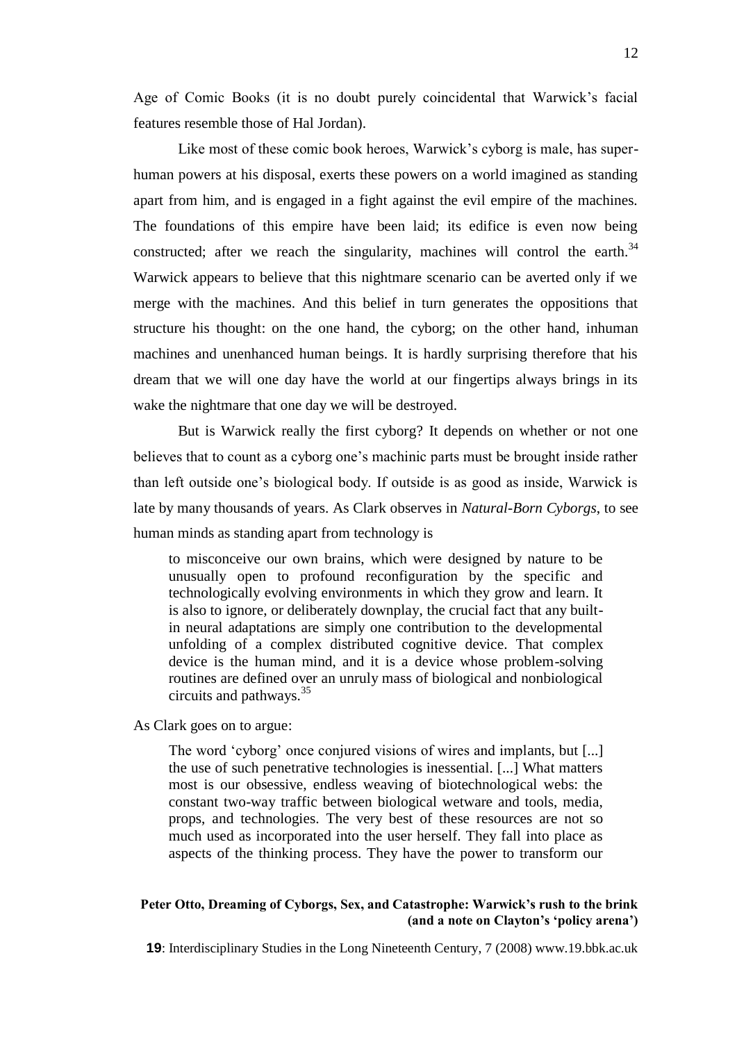Age of Comic Books (it is no doubt purely coincidental that Warwick's facial features resemble those of Hal Jordan).

Like most of these comic book heroes, Warwick's cyborg is male, has super-human powers at his disposal, exerts these powers on a world imagined as standing apart from him, and is engaged in a fight against the evil empire of the machines. The foundations of this empire have been laid; its edifice is even now being constructed; after we reach the singularity, machines will control the earth.[34] Warwick appears to believe that this nightmare scenario can be averted only if we merge with the machines. And this belief in turn generates the oppositions that structure his thought: on the one hand, the cyborg; on the other hand, inhuman machines and unenhanced human beings. It is hardly surprising therefore that his dream that we will one day have the world at our fingertips always brings in its wake the nightmare that one day we will be destroyed.

But is Warwick really the first cyborg? It depends on whether or not one believes that to count as a cyborg one's machinic parts must be brought inside rather than left outside one's biological body. If outside is as good as inside, Warwick is late by many thousands of years. As Clark observes in *Natural-Born Cyborgs*, to see human minds as standing apart from technology is

> to misconceive our own brains, which were designed by nature to be unusually open to profound reconfiguration by the specific and technologically evolving environments in which they grow and learn. It is also to ignore, or deliberately downplay, the crucial fact that any built-in neural adaptations are simply one contribution to the developmental unfolding of a complex distributed cognitive device. That complex device is the human mind, and it is a device whose problem-solving routines are defined over an unruly mass of biological and nonbiological circuits and pathways.[35]

As Clark goes on to argue:

> The word 'cyborg' once conjured visions of wires and implants, but [...] the use of such penetrative technologies is inessential. [...] What matters most is our obsessive, endless weaving of biotechnological webs: the constant two-way traffic between biological wetware and tools, media, props, and technologies. The very best of these resources are not so much used as incorporated into the user herself. They fall into place as aspects of the thinking process. They have the power to transform our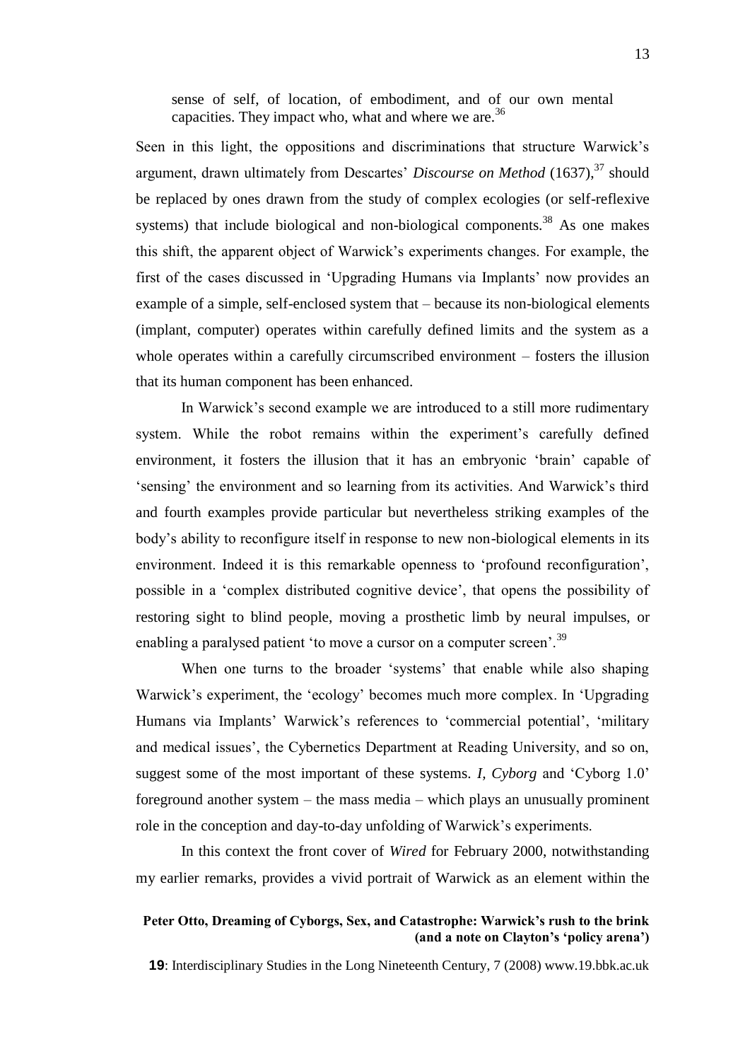> sense of self, of location, of embodiment, and of our own mental capacities. They impact who, what and where we are.[36]

Seen in this light, the oppositions and discriminations that structure Warwick's argument, drawn ultimately from Descartes' *Discourse on Method* (1637),[37] should be replaced by ones drawn from the study of complex ecologies (or self-reflexive systems) that include biological and non-biological components.[38] As one makes this shift, the apparent object of Warwick's experiments changes. For example, the first of the cases discussed in 'Upgrading Humans via Implants' now provides an example of a simple, self-enclosed system that – because its non-biological elements (implant, computer) operates within carefully defined limits and the system as a whole operates within a carefully circumscribed environment – fosters the illusion that its human component has been enhanced.

In Warwick's second example we are introduced to a still more rudimentary system. While the robot remains within the experiment's carefully defined environment, it fosters the illusion that it has an embryonic 'brain' capable of 'sensing' the environment and so learning from its activities. And Warwick's third and fourth examples provide particular but nevertheless striking examples of the body's ability to reconfigure itself in response to new non-biological elements in its environment. Indeed it is this remarkable openness to 'profound reconfiguration', possible in a 'complex distributed cognitive device', that opens the possibility of restoring sight to blind people, moving a prosthetic limb by neural impulses, or enabling a paralysed patient 'to move a cursor on a computer screen'.[39]

When one turns to the broader 'systems' that enable while also shaping Warwick's experiment, the 'ecology' becomes much more complex. In 'Upgrading Humans via Implants' Warwick's references to 'commercial potential', 'military and medical issues', the Cybernetics Department at Reading University, and so on, suggest some of the most important of these systems. *I, Cyborg* and 'Cyborg 1.0' foreground another system – the mass media – which plays an unusually prominent role in the conception and day-to-day unfolding of Warwick's experiments.

In this context the front cover of *Wired* for February 2000, notwithstanding my earlier remarks, provides a vivid portrait of Warwick as an element within the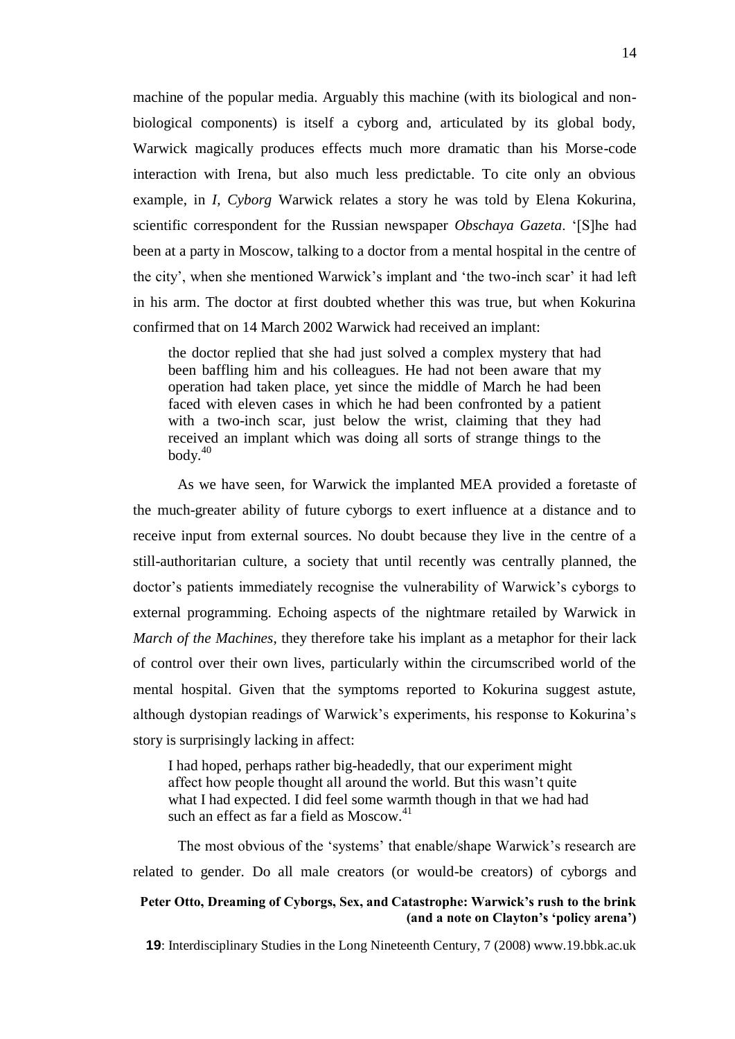machine of the popular media. Arguably this machine (with its biological and non-biological components) is itself a cyborg and, articulated by its global body, Warwick magically produces effects much more dramatic than his Morse-code interaction with Irena, but also much less predictable. To cite only an obvious example, in *I, Cyborg* Warwick relates a story he was told by Elena Kokurina, scientific correspondent for the Russian newspaper *Obschaya Gazeta*. '[S]he had been at a party in Moscow, talking to a doctor from a mental hospital in the centre of the city', when she mentioned Warwick's implant and 'the two-inch scar' it had left in his arm. The doctor at first doubted whether this was true, but when Kokurina confirmed that on 14 March 2002 Warwick had received an implant:

> the doctor replied that she had just solved a complex mystery that had been baffling him and his colleagues. He had not been aware that my operation had taken place, yet since the middle of March he had been faced with eleven cases in which he had been confronted by a patient with a two-inch scar, just below the wrist, claiming that they had received an implant which was doing all sorts of strange things to the body.[40]

As we have seen, for Warwick the implanted MEA provided a foretaste of the much-greater ability of future cyborgs to exert influence at a distance and to receive input from external sources. No doubt because they live in the centre of a still-authoritarian culture, a society that until recently was centrally planned, the doctor's patients immediately recognise the vulnerability of Warwick's cyborgs to external programming. Echoing aspects of the nightmare retailed by Warwick in *March of the Machines*, they therefore take his implant as a metaphor for their lack of control over their own lives, particularly within the circumscribed world of the mental hospital. Given that the symptoms reported to Kokurina suggest astute, although dystopian readings of Warwick's experiments, his response to Kokurina's story is surprisingly lacking in affect:

> I had hoped, perhaps rather big-headedly, that our experiment might affect how people thought all around the world. But this wasn't quite what I had expected. I did feel some warmth though in that we had had such an effect as far a field as Moscow.[41]

The most obvious of the 'systems' that enable/shape Warwick's research are related to gender. Do all male creators (or would-be creators) of cyborgs and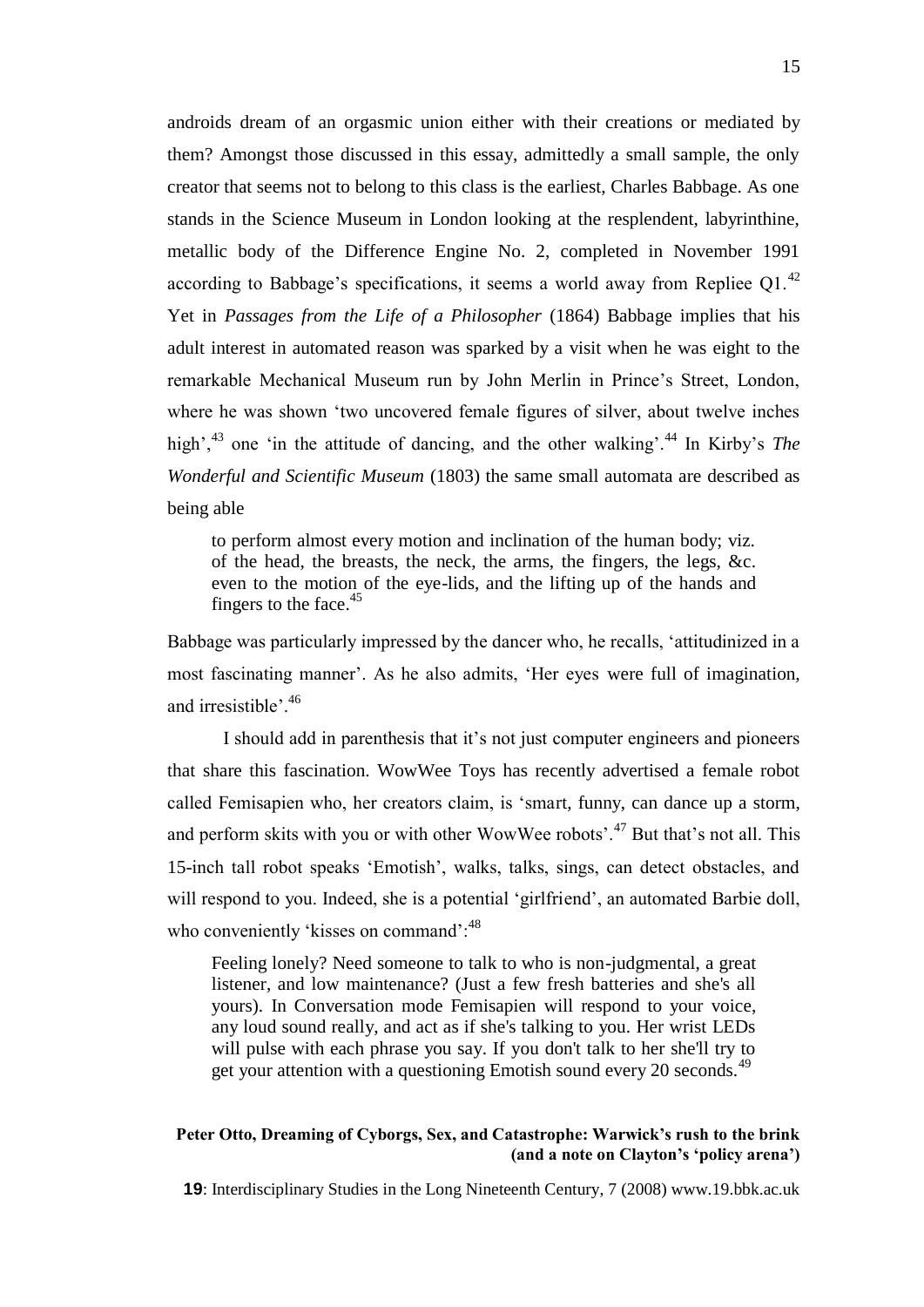androids dream of an orgasmic union either with their creations or mediated by them? Amongst those discussed in this essay, admittedly a small sample, the only creator that seems not to belong to this class is the earliest, Charles Babbage. As one stands in the Science Museum in London looking at the resplendent, labyrinthine, metallic body of the Difference Engine No. 2, completed in November 1991 according to Babbage's specifications, it seems a world away from Repliee Q1.[42] Yet in *Passages from the Life of a Philosopher* (1864) Babbage implies that his adult interest in automated reason was sparked by a visit when he was eight to the remarkable Mechanical Museum run by John Merlin in Prince's Street, London, where he was shown 'two uncovered female figures of silver, about twelve inches high',[43] one 'in the attitude of dancing, and the other walking'.[44] In Kirby's *The Wonderful and Scientific Museum* (1803) the same small automata are described as being able

> to perform almost every motion and inclination of the human body; viz. of the head, the breasts, the neck, the arms, the fingers, the legs, &c. even to the motion of the eye-lids, and the lifting up of the hands and fingers to the face.[45]

Babbage was particularly impressed by the dancer who, he recalls, 'attitudinized in a most fascinating manner'. As he also admits, 'Her eyes were full of imagination, and irresistible'.[46]

I should add in parenthesis that it's not just computer engineers and pioneers that share this fascination. WowWee Toys has recently advertised a female robot called Femisapien who, her creators claim, is 'smart, funny, can dance up a storm, and perform skits with you or with other WowWee robots'.[47] But that's not all. This 15-inch tall robot speaks 'Emotish', walks, talks, sings, can detect obstacles, and will respond to you. Indeed, she is a potential 'girlfriend', an automated Barbie doll, who conveniently 'kisses on command':[48]

> Feeling lonely? Need someone to talk to who is non-judgmental, a great listener, and low maintenance? (Just a few fresh batteries and she's all yours). In Conversation mode Femisapien will respond to your voice, any loud sound really, and act as if she's talking to you. Her wrist LEDs will pulse with each phrase you say. If you don't talk to her she'll try to get your attention with a questioning Emotish sound every 20 seconds.[49]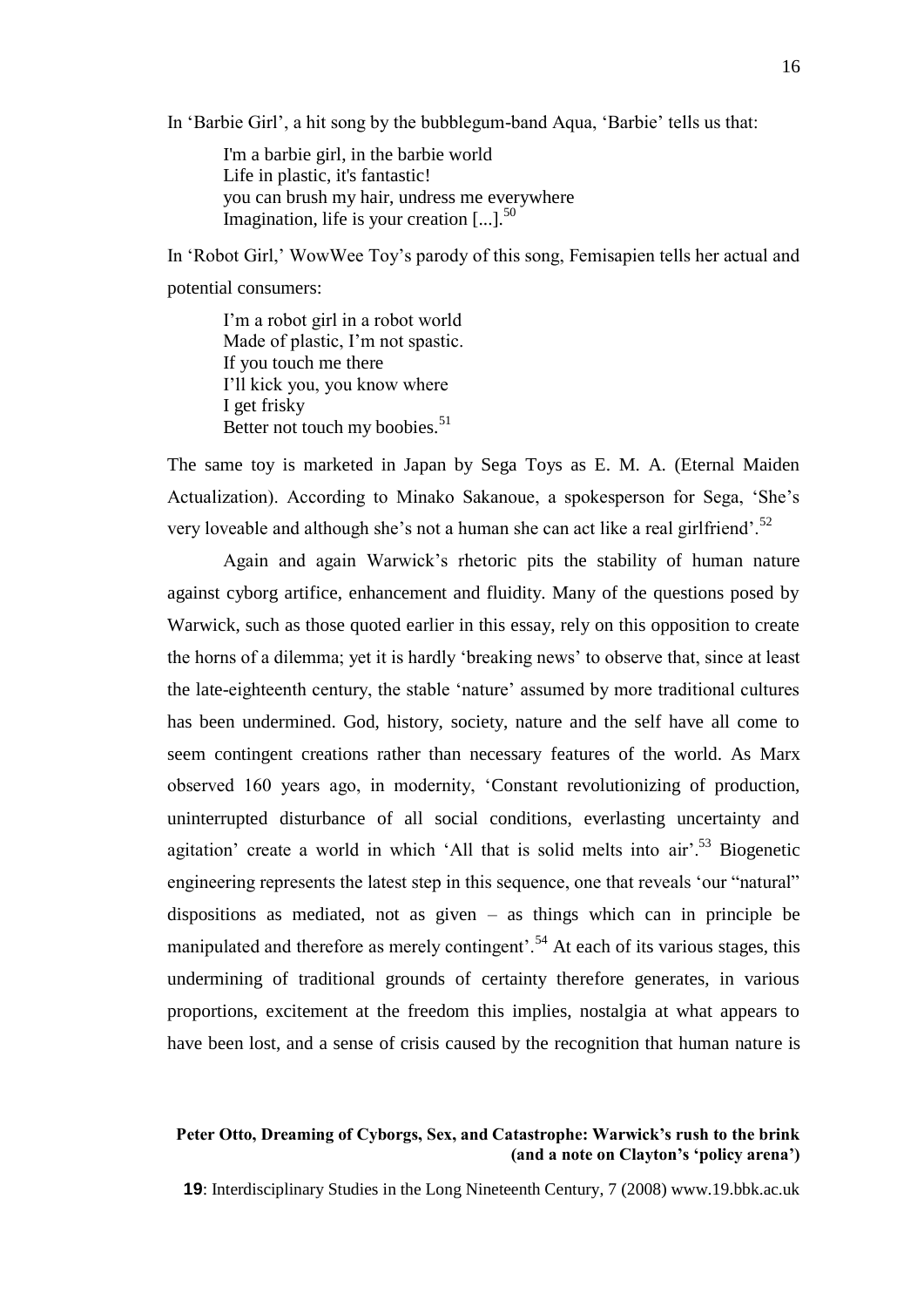In 'Barbie Girl', a hit song by the bubblegum-band Aqua, 'Barbie' tells us that:

> I'm a barbie girl, in the barbie world  
> Life in plastic, it's fantastic!  
> you can brush my hair, undress me everywhere  
> Imagination, life is your creation [...].[50]

In 'Robot Girl,' WowWee Toy's parody of this song, Femisapien tells her actual and potential consumers:

> I'm a robot girl in a robot world  
> Made of plastic, I'm not spastic.  
> If you touch me there  
> I'll kick you, you know where  
> I get frisky  
> Better not touch my boobies.[51]

The same toy is marketed in Japan by Sega Toys as E. M. A. (Eternal Maiden Actualization). According to Minako Sakanoue, a spokesperson for Sega, 'She's very loveable and although she's not a human she can act like a real girlfriend'.[52]

Again and again Warwick's rhetoric pits the stability of human nature against cyborg artifice, enhancement and fluidity. Many of the questions posed by Warwick, such as those quoted earlier in this essay, rely on this opposition to create the horns of a dilemma; yet it is hardly 'breaking news' to observe that, since at least the late-eighteenth century, the stable 'nature' assumed by more traditional cultures has been undermined. God, history, society, nature and the self have all come to seem contingent creations rather than necessary features of the world. As Marx observed 160 years ago, in modernity, 'Constant revolutionizing of production, uninterrupted disturbance of all social conditions, everlasting uncertainty and agitation' create a world in which 'All that is solid melts into air'.[53] Biogenetic engineering represents the latest step in this sequence, one that reveals 'our "natural" dispositions as mediated, not as given – as things which can in principle be manipulated and therefore as merely contingent'.[54] At each of its various stages, this undermining of traditional grounds of certainty therefore generates, in various proportions, excitement at the freedom this implies, nostalgia at what appears to have been lost, and a sense of crisis caused by the recognition that human nature is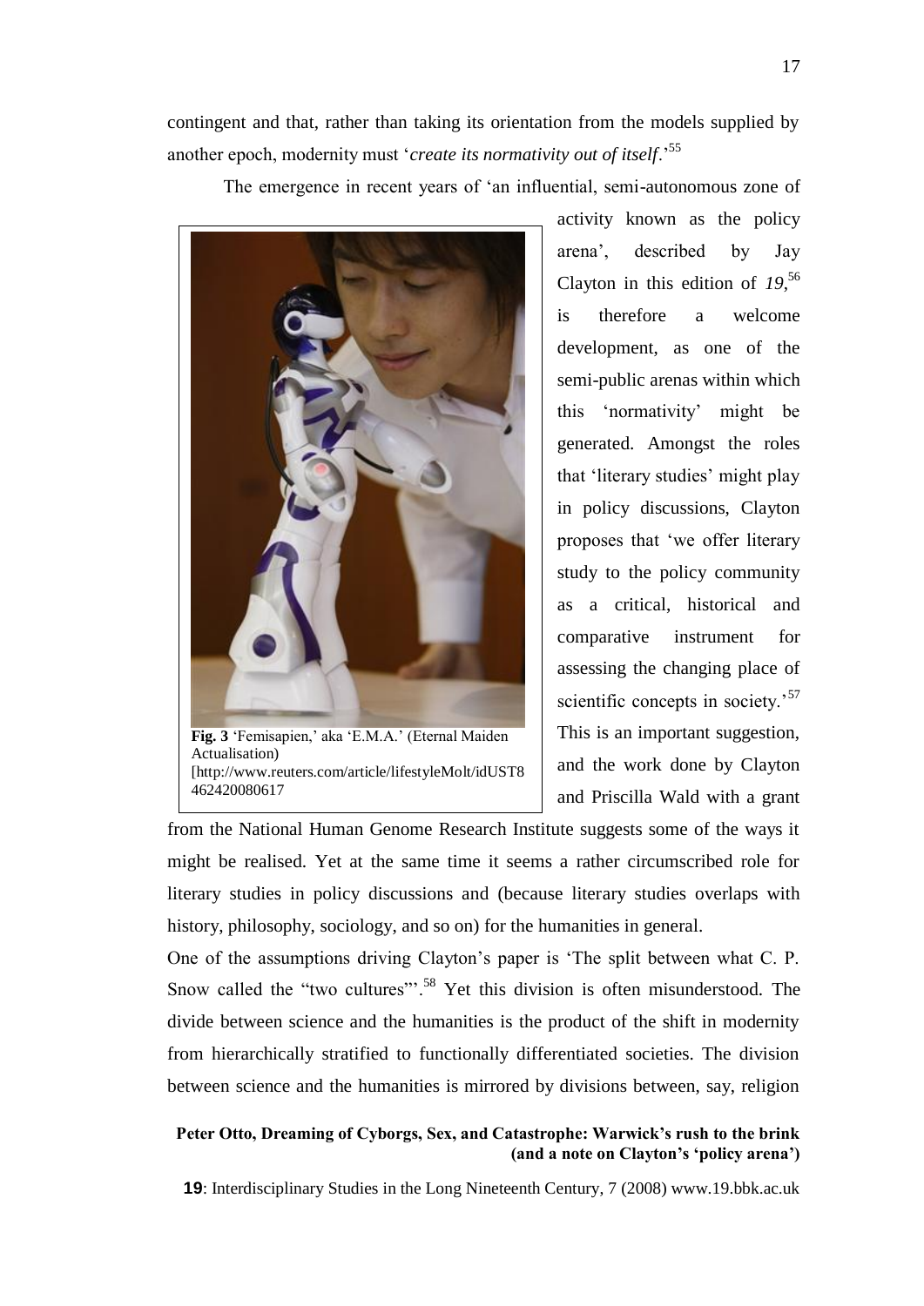contingent and that, rather than taking its orientation from the models supplied by another epoch, modernity must '*create its normativity out of itself*.'[55]

The emergence in recent years of 'an influential, semi-autonomous zone of activity known as the policy arena', described by Jay Clayton in this edition of *19*,[56] is therefore a welcome development, as one of the semi-public arenas within which this 'normativity' might be generated. Amongst the roles that 'literary studies' might play in policy discussions, Clayton proposes that 'we offer literary study to the policy community as a critical, historical and comparative instrument for assessing the changing place of scientific concepts in society.'[57] This is an important suggestion, and the work done by Clayton and Priscilla Wald with a grant from the National Human Genome Research Institute suggests some of the ways it might be realised. Yet at the same time it seems a rather circumscribed role for literary studies in policy discussions and (because literary studies overlaps with history, philosophy, sociology, and so on) for the humanities in general.

**Fig. 3** 'Femisapien,' aka 'E.M.A.' (Eternal Maiden Actualisation) [http://www.reuters.com/article/lifestyleMolt/idUST8462420080617

One of the assumptions driving Clayton's paper is 'The split between what C. P. Snow called the "two cultures"'.[58] Yet this division is often misunderstood. The divide between science and the humanities is the product of the shift in modernity from hierarchically stratified to functionally differentiated societies. The division between science and the humanities is mirrored by divisions between, say, religion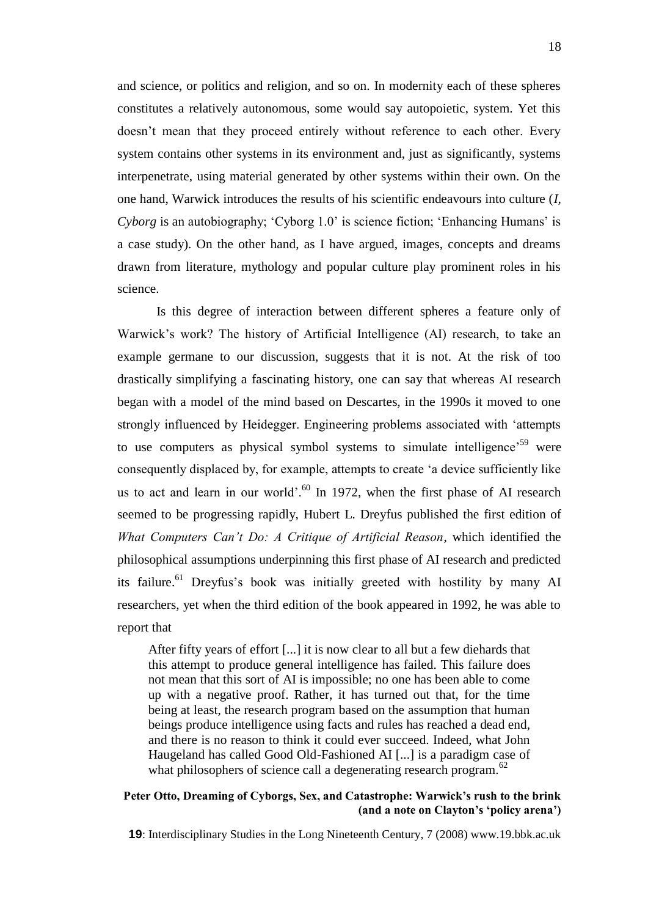and science, or politics and religion, and so on. In modernity each of these spheres constitutes a relatively autonomous, some would say autopoietic, system. Yet this doesn't mean that they proceed entirely without reference to each other. Every system contains other systems in its environment and, just as significantly, systems interpenetrate, using material generated by other systems within their own. On the one hand, Warwick introduces the results of his scientific endeavours into culture (*I, Cyborg* is an autobiography; 'Cyborg 1.0' is science fiction; 'Enhancing Humans' is a case study). On the other hand, as I have argued, images, concepts and dreams drawn from literature, mythology and popular culture play prominent roles in his science.

Is this degree of interaction between different spheres a feature only of Warwick's work? The history of Artificial Intelligence (AI) research, to take an example germane to our discussion, suggests that it is not. At the risk of too drastically simplifying a fascinating history, one can say that whereas AI research began with a model of the mind based on Descartes, in the 1990s it moved to one strongly influenced by Heidegger. Engineering problems associated with 'attempts to use computers as physical symbol systems to simulate intelligence'[59] were consequently displaced by, for example, attempts to create 'a device sufficiently like us to act and learn in our world'.[60] In 1972, when the first phase of AI research seemed to be progressing rapidly, Hubert L. Dreyfus published the first edition of *What Computers Can't Do: A Critique of Artificial Reason*, which identified the philosophical assumptions underpinning this first phase of AI research and predicted its failure.[61] Dreyfus's book was initially greeted with hostility by many AI researchers, yet when the third edition of the book appeared in 1992, he was able to report that

> After fifty years of effort [...] it is now clear to all but a few diehards that this attempt to produce general intelligence has failed. This failure does not mean that this sort of AI is impossible; no one has been able to come up with a negative proof. Rather, it has turned out that, for the time being at least, the research program based on the assumption that human beings produce intelligence using facts and rules has reached a dead end, and there is no reason to think it could ever succeed. Indeed, what John Haugeland has called Good Old-Fashioned AI [...] is a paradigm case of what philosophers of science call a degenerating research program.[62]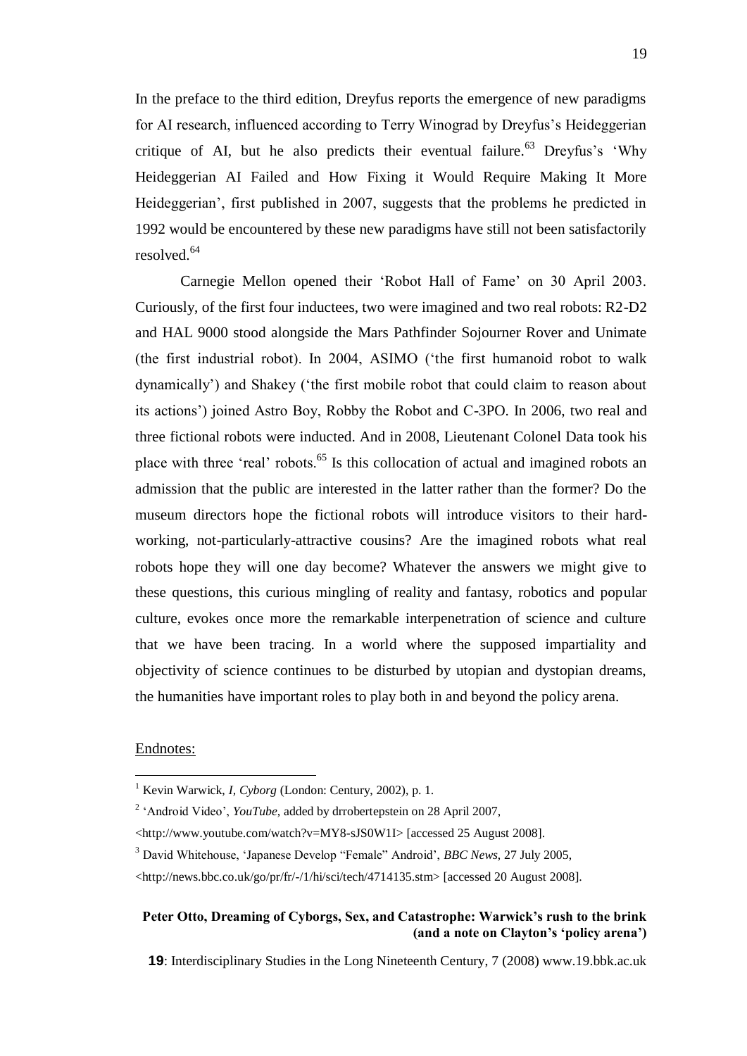In the preface to the third edition, Dreyfus reports the emergence of new paradigms for AI research, influenced according to Terry Winograd by Dreyfus's Heideggerian critique of AI, but he also predicts their eventual failure.[63] Dreyfus's 'Why Heideggerian AI Failed and How Fixing it Would Require Making It More Heideggerian', first published in 2007, suggests that the problems he predicted in 1992 would be encountered by these new paradigms have still not been satisfactorily resolved.[64]

Carnegie Mellon opened their 'Robot Hall of Fame' on 30 April 2003. Curiously, of the first four inductees, two were imagined and two real robots: R2-D2 and HAL 9000 stood alongside the Mars Pathfinder Sojourner Rover and Unimate (the first industrial robot). In 2004, ASIMO ('the first humanoid robot to walk dynamically') and Shakey ('the first mobile robot that could claim to reason about its actions') joined Astro Boy, Robby the Robot and C-3PO. In 2006, two real and three fictional robots were inducted. And in 2008, Lieutenant Colonel Data took his place with three 'real' robots.[65] Is this collocation of actual and imagined robots an admission that the public are interested in the latter rather than the former? Do the museum directors hope the fictional robots will introduce visitors to their hard-working, not-particularly-attractive cousins? Are the imagined robots what real robots hope they will one day become? Whatever the answers we might give to these questions, this curious mingling of reality and fantasy, robotics and popular culture, evokes once more the remarkable interpenetration of science and culture that we have been tracing. In a world where the supposed impartiality and objectivity of science continues to be disturbed by utopian and dystopian dreams, the humanities have important roles to play both in and beyond the policy arena.

Endnotes:

[1] Kevin Warwick, *I, Cyborg* (London: Century, 2002), p. 1.

[2] 'Android Video', *YouTube*, added by drrobertepstein on 28 April 2007, <http://www.youtube.com/watch?v=MY8-sJS0W1I> [accessed 25 August 2008].

[3] David Whitehouse, 'Japanese Develop "Female" Android', *BBC News*, 27 July 2005, <http://news.bbc.co.uk/go/pr/fr/-/1/hi/sci/tech/4714135.stm> [accessed 20 August 2008].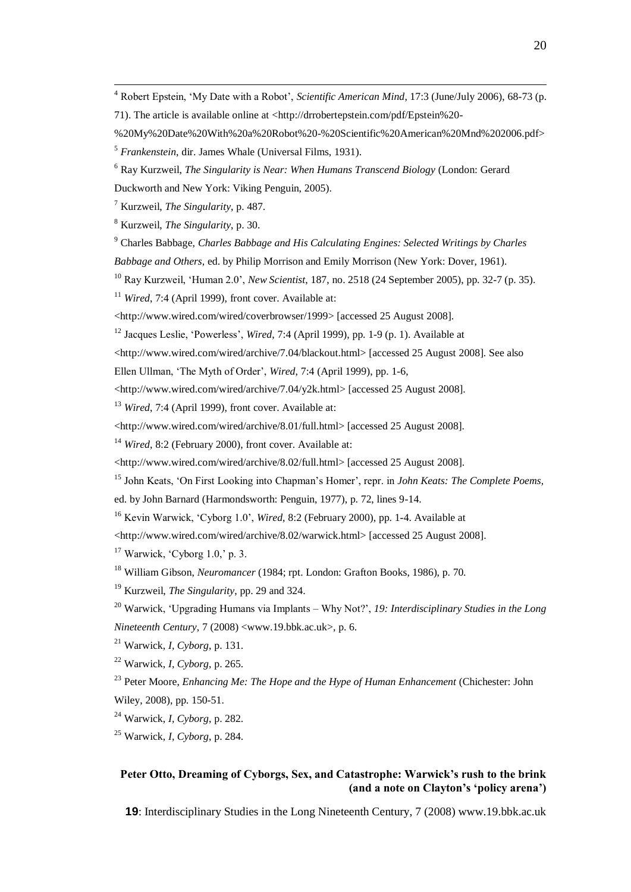[4] Robert Epstein, 'My Date with a Robot', *Scientific American Mind*, 17:3 (June/July 2006), 68-73 (p. 71). The article is available online at <http://drrobertepstein.com/pdf/Epstein%20-%20My%20Date%20With%20a%20Robot%20-%20Scientific%20American%20Mnd%202006.pdf>

[5] *Frankenstein*, dir. James Whale (Universal Films, 1931).

[6] Ray Kurzweil, *The Singularity is Near: When Humans Transcend Biology* (London: Gerard Duckworth and New York: Viking Penguin, 2005).

[7] Kurzweil, *The Singularity*, p. 487.

[8] Kurzweil, *The Singularity*, p. 30.

[9] Charles Babbage, *Charles Babbage and His Calculating Engines: Selected Writings by Charles Babbage and Others*, ed. by Philip Morrison and Emily Morrison (New York: Dover, 1961).

[10] Ray Kurzweil, 'Human 2.0', *New Scientist*, 187, no. 2518 (24 September 2005), pp. 32-7 (p. 35).

[11] *Wired*, 7:4 (April 1999), front cover. Available at: <http://www.wired.com/wired/coverbrowser/1999> [accessed 25 August 2008].

[12] Jacques Leslie, 'Powerless', *Wired*, 7:4 (April 1999), pp. 1-9 (p. 1). Available at <http://www.wired.com/wired/archive/7.04/blackout.html> [accessed 25 August 2008]. See also Ellen Ullman, 'The Myth of Order', *Wired*, 7:4 (April 1999), pp. 1-6, <http://www.wired.com/wired/archive/7.04/y2k.html> [accessed 25 August 2008].

[13] *Wired*, 7:4 (April 1999), front cover. Available at: <http://www.wired.com/wired/archive/8.01/full.html> [accessed 25 August 2008].

[14] *Wired*, 8:2 (February 2000), front cover. Available at: <http://www.wired.com/wired/archive/8.02/full.html> [accessed 25 August 2008].

[15] John Keats, 'On First Looking into Chapman's Homer', repr. in *John Keats: The Complete Poems*, ed. by John Barnard (Harmondsworth: Penguin, 1977), p. 72, lines 9-14.

[16] Kevin Warwick, 'Cyborg 1.0', *Wired*, 8:2 (February 2000), pp. 1-4. Available at <http://www.wired.com/wired/archive/8.02/warwick.html> [accessed 25 August 2008].

[17] Warwick, 'Cyborg 1.0,' p. 3.

[18] William Gibson, *Neuromancer* (1984; rpt. London: Grafton Books, 1986), p. 70.

[19] Kurzweil, *The Singularity*, pp. 29 and 324.

[20] Warwick, 'Upgrading Humans via Implants – Why Not?', *19: Interdisciplinary Studies in the Long Nineteenth Century*, 7 (2008) <www.19.bbk.ac.uk>, p. 6.

[21] Warwick, *I, Cyborg*, p. 131.

[22] Warwick, *I, Cyborg*, p. 265.

[23] Peter Moore, *Enhancing Me: The Hope and the Hype of Human Enhancement* (Chichester: John Wiley, 2008), pp. 150-51.

[24] Warwick, *I, Cyborg*, p. 282.

[25] Warwick, *I, Cyborg*, p. 284.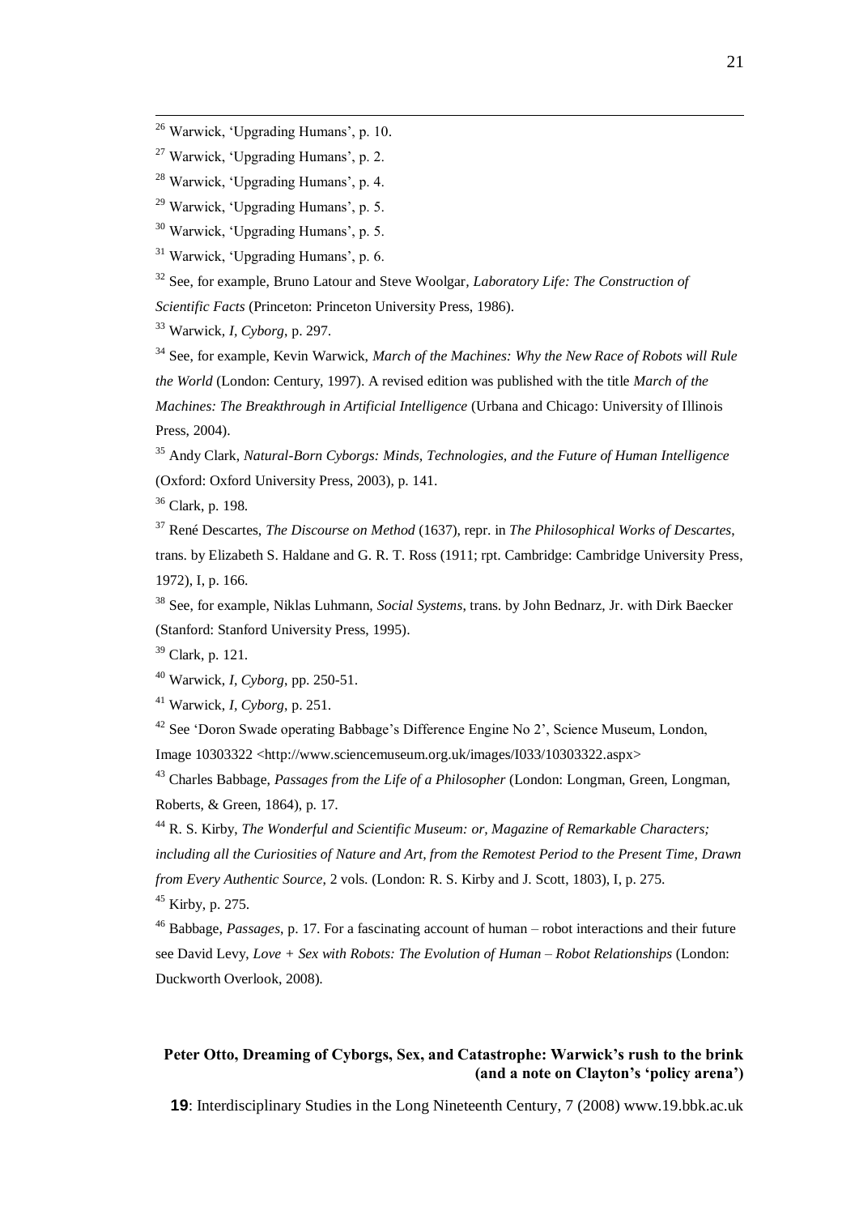[26] Warwick, 'Upgrading Humans', p. 10.

[27] Warwick, 'Upgrading Humans', p. 2.

[28] Warwick, 'Upgrading Humans', p. 4.

[29] Warwick, 'Upgrading Humans', p. 5.

[30] Warwick, 'Upgrading Humans', p. 5.

[31] Warwick, 'Upgrading Humans', p. 6.

[32] See, for example, Bruno Latour and Steve Woolgar, *Laboratory Life: The Construction of Scientific Facts* (Princeton: Princeton University Press, 1986).

[33] Warwick, *I, Cyborg*, p. 297.

[34] See, for example, Kevin Warwick, *March of the Machines: Why the New Race of Robots will Rule the World* (London: Century, 1997). A revised edition was published with the title *March of the Machines: The Breakthrough in Artificial Intelligence* (Urbana and Chicago: University of Illinois Press, 2004).

[35] Andy Clark, *Natural-Born Cyborgs: Minds, Technologies, and the Future of Human Intelligence* (Oxford: Oxford University Press, 2003), p. 141.

[36] Clark, p. 198.

[37] René Descartes, *The Discourse on Method* (1637), repr. in *The Philosophical Works of Descartes*, trans. by Elizabeth S. Haldane and G. R. T. Ross (1911; rpt. Cambridge: Cambridge University Press, 1972), I, p. 166.

[38] See, for example, Niklas Luhmann, *Social Systems*, trans. by John Bednarz, Jr. with Dirk Baecker (Stanford: Stanford University Press, 1995).

[39] Clark, p. 121.

[40] Warwick, *I, Cyborg*, pp. 250-51.

[41] Warwick, *I, Cyborg*, p. 251.

[42] See 'Doron Swade operating Babbage's Difference Engine No 2', Science Museum, London, Image 10303322 <http://www.sciencemuseum.org.uk/images/I033/10303322.aspx>

[43] Charles Babbage, *Passages from the Life of a Philosopher* (London: Longman, Green, Longman, Roberts, & Green, 1864), p. 17.

[44] R. S. Kirby, *The Wonderful and Scientific Museum: or, Magazine of Remarkable Characters; including all the Curiosities of Nature and Art, from the Remotest Period to the Present Time, Drawn from Every Authentic Source*, 2 vols. (London: R. S. Kirby and J. Scott, 1803), I, p. 275.

[45] Kirby, p. 275.

[46] Babbage, *Passages*, p. 17. For a fascinating account of human – robot interactions and their future see David Levy, *Love + Sex with Robots: The Evolution of Human – Robot Relationships* (London: Duckworth Overlook, 2008).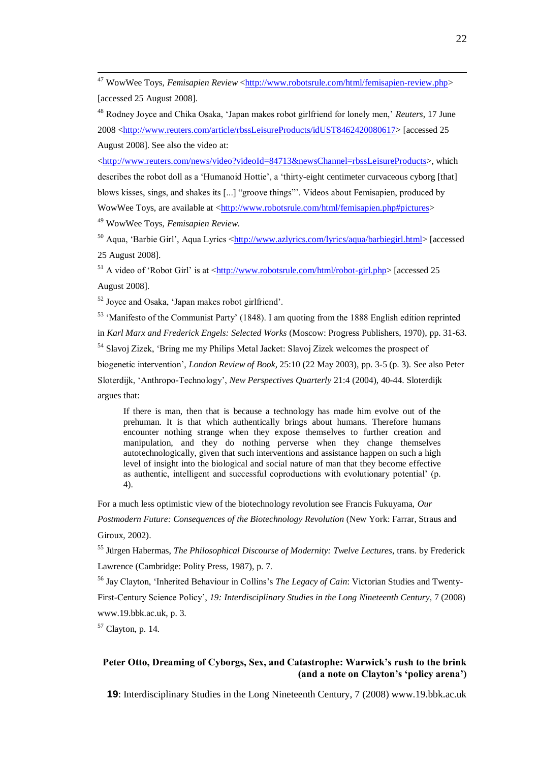[47] WowWee Toys, *Femisapien Review* <http://www.robotsrule.com/html/femisapien-review.php> [accessed 25 August 2008].

[48] Rodney Joyce and Chika Osaka, 'Japan makes robot girlfriend for lonely men,' *Reuters*, 17 June 2008 <http://www.reuters.com/article/rbssLeisureProducts/idUST8462420080617> [accessed 25 August 2008]. See also the video at: <http://www.reuters.com/news/video?videoId=84713&newsChannel=rbssLeisureProducts>, which describes the robot doll as a 'Humanoid Hottie', a 'thirty-eight centimeter curvaceous cyborg [that] blows kisses, sings, and shakes its [...] "groove things"'. Videos about Femisapien, produced by WowWee Toys, are available at <http://www.robotsrule.com/html/femisapien.php#pictures>

[49] WowWee Toys, *Femisapien Review*.

[50] Aqua, 'Barbie Girl', Aqua Lyrics <http://www.azlyrics.com/lyrics/aqua/barbiegirl.html> [accessed 25 August 2008].

[51] A video of 'Robot Girl' is at <http://www.robotsrule.com/html/robot-girl.php> [accessed 25 August 2008].

[52] Joyce and Osaka, 'Japan makes robot girlfriend'.

[53] 'Manifesto of the Communist Party' (1848). I am quoting from the 1888 English edition reprinted in *Karl Marx and Frederick Engels: Selected Works* (Moscow: Progress Publishers, 1970), pp. 31-63.

[54] Slavoj Zizek, 'Bring me my Philips Metal Jacket: Slavoj Zizek welcomes the prospect of biogenetic intervention', *London Review of Book*, 25:10 (22 May 2003), pp. 3-5 (p. 3). See also Peter Sloterdijk, 'Anthropo-Technology', *New Perspectives Quarterly* 21:4 (2004), 40-44. Sloterdijk argues that:

> If there is man, then that is because a technology has made him evolve out of the prehuman. It is that which authentically brings about humans. Therefore humans encounter nothing strange when they expose themselves to further creation and manipulation, and they do nothing perverse when they change themselves autotechnologically, given that such interventions and assistance happen on such a high level of insight into the biological and social nature of man that they become effective as authentic, intelligent and successful coproductions with evolutionary potential' (p. 4).

For a much less optimistic view of the biotechnology revolution see Francis Fukuyama, *Our Postmodern Future: Consequences of the Biotechnology Revolution* (New York: Farrar, Straus and Giroux, 2002).

[55] Jürgen Habermas, *The Philosophical Discourse of Modernity: Twelve Lectures*, trans. by Frederick Lawrence (Cambridge: Polity Press, 1987), p. 7.

[56] Jay Clayton, 'Inherited Behaviour in Collins's *The Legacy of Cain*: Victorian Studies and Twenty-First-Century Science Policy', *19: Interdisciplinary Studies in the Long Nineteenth Century*, 7 (2008) www.19.bbk.ac.uk, p. 3.

[57] Clayton, p. 14.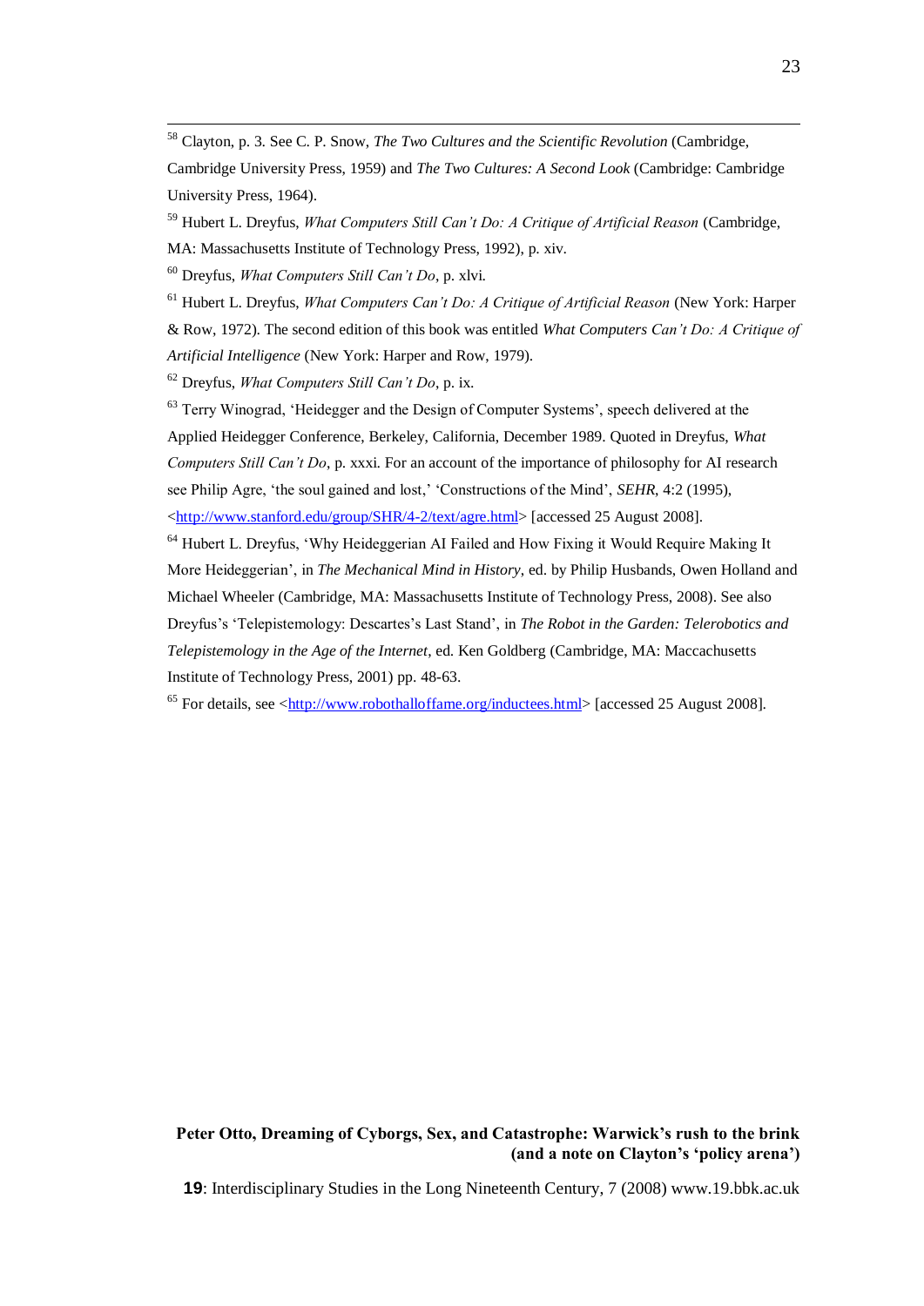[58] Clayton, p. 3. See C. P. Snow, *The Two Cultures and the Scientific Revolution* (Cambridge, Cambridge University Press, 1959) and *The Two Cultures: A Second Look* (Cambridge: Cambridge University Press, 1964).

[59] Hubert L. Dreyfus, *What Computers Still Can't Do: A Critique of Artificial Reason* (Cambridge, MA: Massachusetts Institute of Technology Press, 1992), p. xiv.

[60] Dreyfus, *What Computers Still Can't Do*, p. xlvi.

[61] Hubert L. Dreyfus, *What Computers Can't Do: A Critique of Artificial Reason* (New York: Harper & Row, 1972). The second edition of this book was entitled *What Computers Can't Do: A Critique of Artificial Intelligence* (New York: Harper and Row, 1979).

[62] Dreyfus, *What Computers Still Can't Do*, p. ix.

[63] Terry Winograd, 'Heidegger and the Design of Computer Systems', speech delivered at the Applied Heidegger Conference, Berkeley, California, December 1989. Quoted in Dreyfus, *What Computers Still Can't Do*, p. xxxi. For an account of the importance of philosophy for AI research see Philip Agre, 'the soul gained and lost,' 'Constructions of the Mind', *SEHR*, 4:2 (1995), <http://www.stanford.edu/group/SHR/4-2/text/agre.html> [accessed 25 August 2008].

[64] Hubert L. Dreyfus, 'Why Heideggerian AI Failed and How Fixing it Would Require Making It More Heideggerian', in *The Mechanical Mind in History*, ed. by Philip Husbands, Owen Holland and Michael Wheeler (Cambridge, MA: Massachusetts Institute of Technology Press, 2008). See also Dreyfus's 'Telepistemology: Descartes's Last Stand', in *The Robot in the Garden: Telerobotics and Telepistemology in the Age of the Internet*, ed. Ken Goldberg (Cambridge, MA: Maccachusetts Institute of Technology Press, 2001) pp. 48-63.

[65] For details, see <http://www.robothalloffame.org/inductees.html> [accessed 25 August 2008].